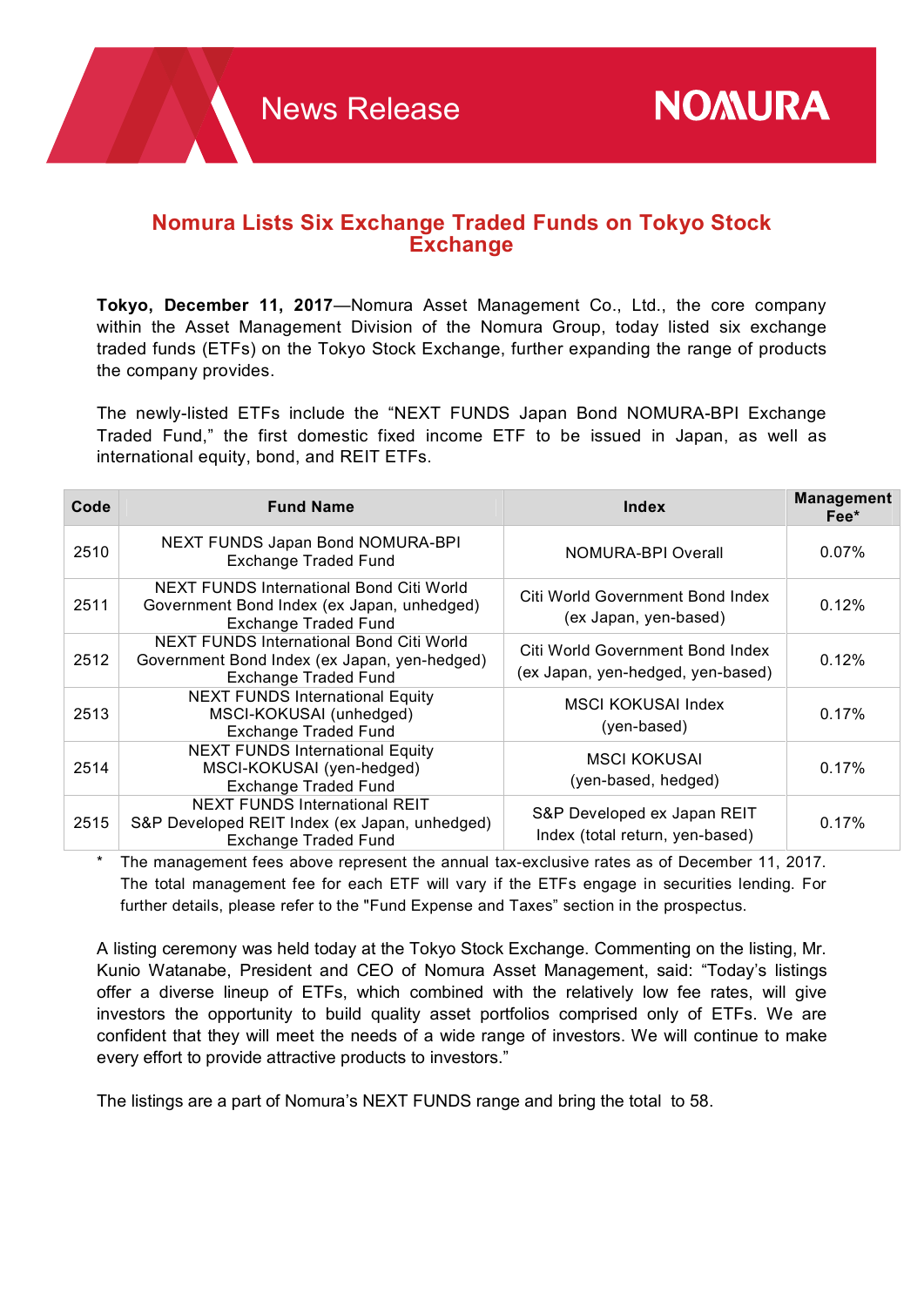News Release

NOMURA

# Nomura Lists Six Exchange Traded Funds on Tokyo Stock Exchange

**Tokyo, December 11, 2017**—Nomura Asset Management Co., Ltd., the core company within the Asset Management Division of the Nomura Group, today listed six exchange traded funds (ETFs) on the Tokyo Stock Exchange, further expanding the range of products the company provides.

The newly-listed ETFs include the "NEXT FUNDS Japan Bond NOMURA-BPI Exchange Traded Fund," the first domestic fixed income ETF to be issued in Japan, as well as international equity, bond, and REIT ETFs.

| Code | Fund Name | Index | Management Fee* |
|---|---|---|---|
| 2510 | NEXT FUNDS Japan Bond NOMURA-BPI Exchange Traded Fund | NOMURA-BPI Overall | 0.07% |
| 2511 | NEXT FUNDS International Bond Citi World Government Bond Index (ex Japan, unhedged) Exchange Traded Fund | Citi World Government Bond Index (ex Japan, yen-based) | 0.12% |
| 2512 | NEXT FUNDS International Bond Citi World Government Bond Index (ex Japan, yen-hedged) Exchange Traded Fund | Citi World Government Bond Index (ex Japan, yen-hedged, yen-based) | 0.12% |
| 2513 | NEXT FUNDS International Equity MSCI-KOKUSAI (unhedged) Exchange Traded Fund | MSCI KOKUSAI Index (yen-based) | 0.17% |
| 2514 | NEXT FUNDS International Equity MSCI-KOKUSAI (yen-hedged) Exchange Traded Fund | MSCI KOKUSAI (yen-based, hedged) | 0.17% |
| 2515 | NEXT FUNDS International REIT S&P Developed REIT Index (ex Japan, unhedged) Exchange Traded Fund | S&P Developed ex Japan REIT Index (total return, yen-based) | 0.17% |

\* The management fees above represent the annual tax-exclusive rates as of December 11, 2017. The total management fee for each ETF will vary if the ETFs engage in securities lending. For further details, please refer to the "Fund Expense and Taxes" section in the prospectus.

A listing ceremony was held today at the Tokyo Stock Exchange. Commenting on the listing, Mr. Kunio Watanabe, President and CEO of Nomura Asset Management, said: "Today's listings offer a diverse lineup of ETFs, which combined with the relatively low fee rates, will give investors the opportunity to build quality asset portfolios comprised only of ETFs. We are confident that they will meet the needs of a wide range of investors. We will continue to make every effort to provide attractive products to investors."

The listings are a part of Nomura's NEXT FUNDS range and bring the total to 58.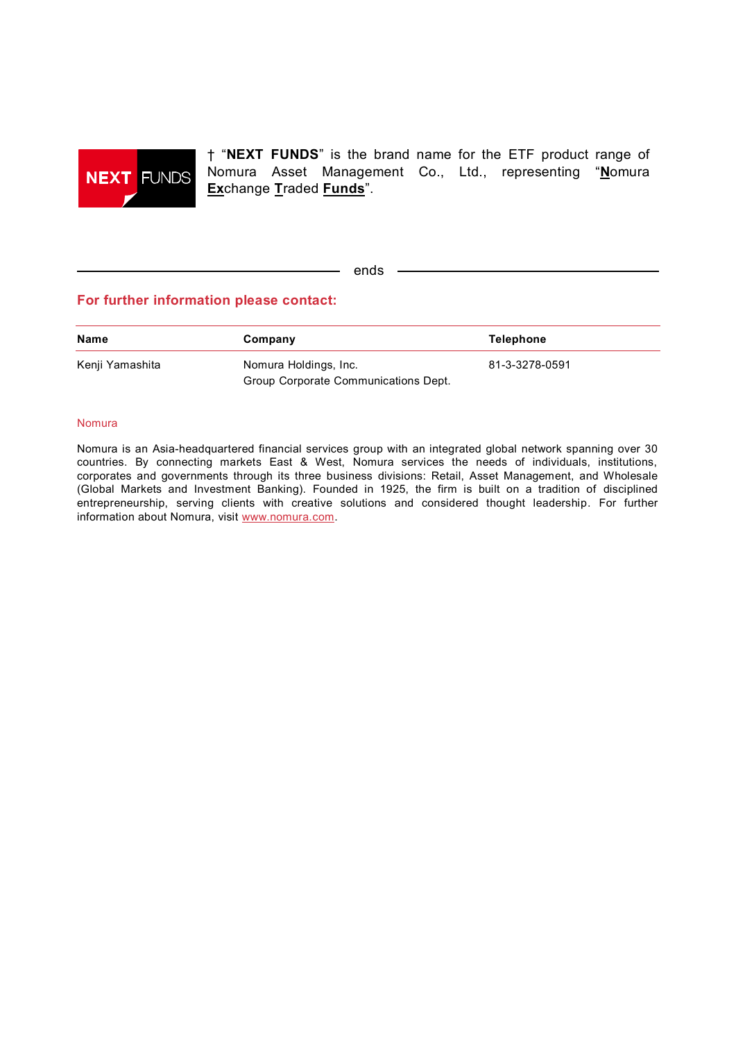NEXT FUNDS

† "**NEXT FUNDS**" is the brand name for the ETF product range of Nomura Asset Management Co., Ltd., representing "**N**omura **Ex**change **T**raded **Funds**".

ends

## For further information please contact:

| Name | Company | Telephone |
|---|---|---|
| Kenji Yamashita | Nomura Holdings, Inc. Group Corporate Communications Dept. | 81-3-3278-0591 |

Nomura

Nomura is an Asia-headquartered financial services group with an integrated global network spanning over 30 countries. By connecting markets East & West, Nomura services the needs of individuals, institutions, corporates and governments through its three business divisions: Retail, Asset Management, and Wholesale (Global Markets and Investment Banking). Founded in 1925, the firm is built on a tradition of disciplined entrepreneurship, serving clients with creative solutions and considered thought leadership. For further information about Nomura, visit www.nomura.com.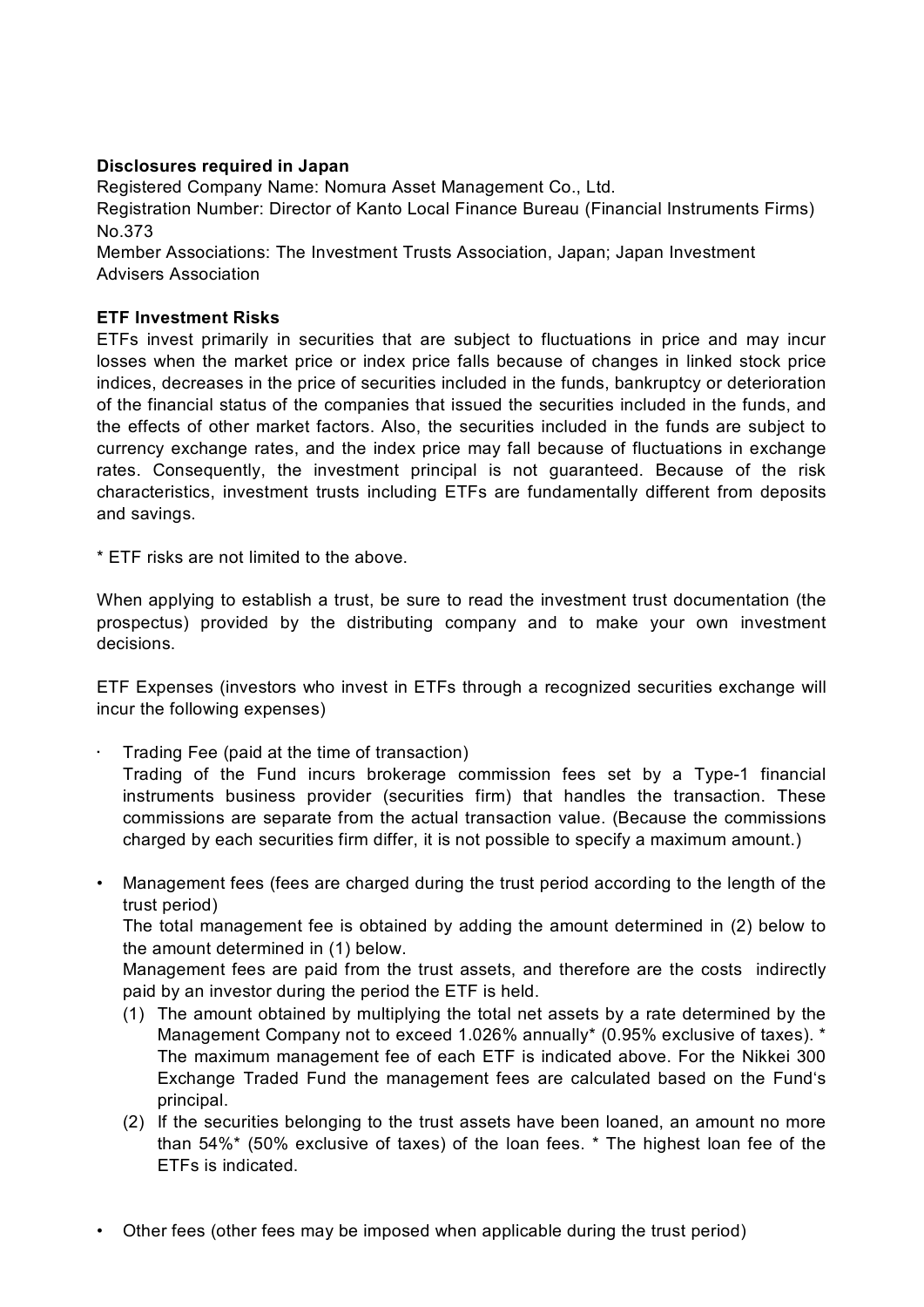**Disclosures required in Japan**

Registered Company Name: Nomura Asset Management Co., Ltd.

Registration Number: Director of Kanto Local Finance Bureau (Financial Instruments Firms) No.373

Member Associations: The Investment Trusts Association, Japan; Japan Investment Advisers Association

**ETF Investment Risks**

ETFs invest primarily in securities that are subject to fluctuations in price and may incur losses when the market price or index price falls because of changes in linked stock price indices, decreases in the price of securities included in the funds, bankruptcy or deterioration of the financial status of the companies that issued the securities included in the funds, and the effects of other market factors. Also, the securities included in the funds are subject to currency exchange rates, and the index price may fall because of fluctuations in exchange rates. Consequently, the investment principal is not guaranteed. Because of the risk characteristics, investment trusts including ETFs are fundamentally different from deposits and savings.

* ETF risks are not limited to the above.

When applying to establish a trust, be sure to read the investment trust documentation (the prospectus) provided by the distributing company and to make your own investment decisions.

ETF Expenses (investors who invest in ETFs through a recognized securities exchange will incur the following expenses)

- Trading Fee (paid at the time of transaction)
  Trading of the Fund incurs brokerage commission fees set by a Type-1 financial instruments business provider (securities firm) that handles the transaction. These commissions are separate from the actual transaction value. (Because the commissions charged by each securities firm differ, it is not possible to specify a maximum amount.)

- Management fees (fees are charged during the trust period according to the length of the trust period)
  The total management fee is obtained by adding the amount determined in (2) below to the amount determined in (1) below.
  Management fees are paid from the trust assets, and therefore are the costs indirectly paid by an investor during the period the ETF is held.
  (1) The amount obtained by multiplying the total net assets by a rate determined by the Management Company not to exceed 1.026% annually* (0.95% exclusive of taxes). * The maximum management fee of each ETF is indicated above. For the Nikkei 300 Exchange Traded Fund the management fees are calculated based on the Fund's principal.
  (2) If the securities belonging to the trust assets have been loaned, an amount no more than 54%* (50% exclusive of taxes) of the loan fees. * The highest loan fee of the ETFs is indicated.

- Other fees (other fees may be imposed when applicable during the trust period)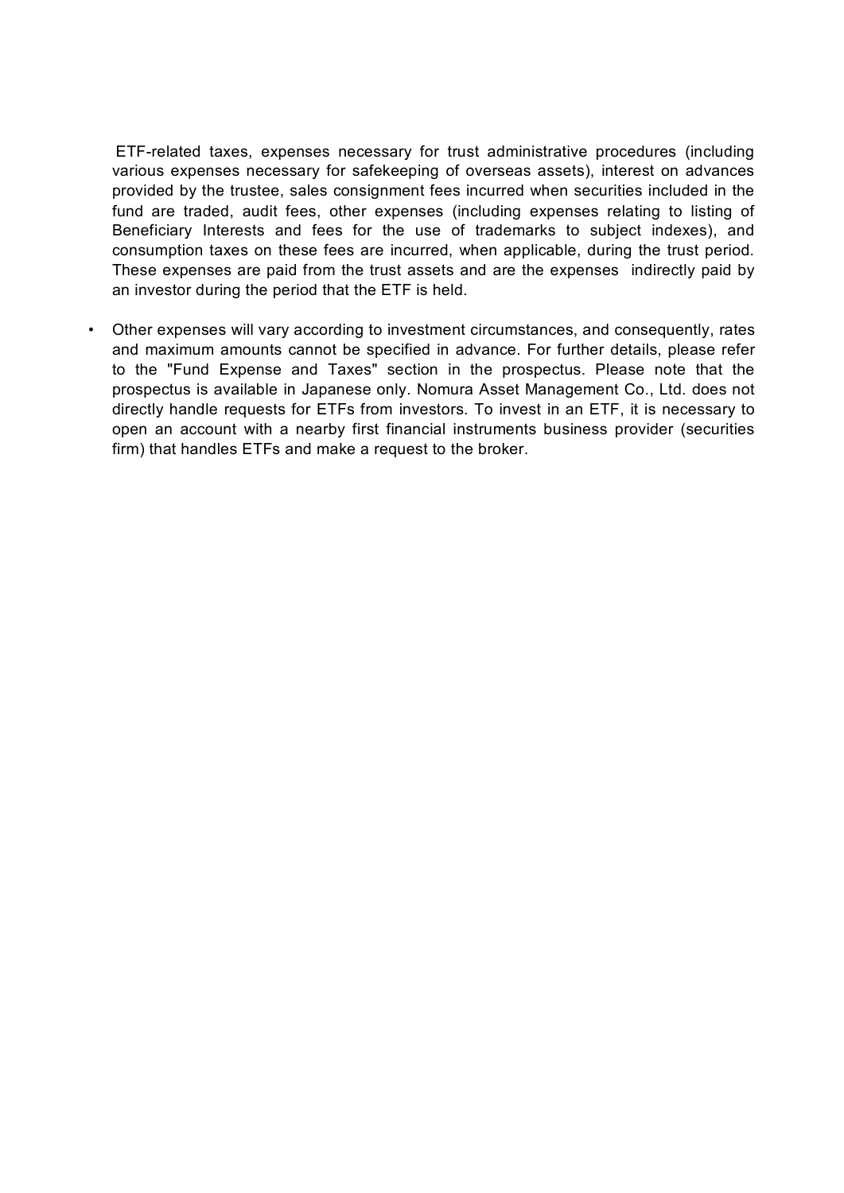ETF-related taxes, expenses necessary for trust administrative procedures (including various expenses necessary for safekeeping of overseas assets), interest on advances provided by the trustee, sales consignment fees incurred when securities included in the fund are traded, audit fees, other expenses (including expenses relating to listing of Beneficiary Interests and fees for the use of trademarks to subject indexes), and consumption taxes on these fees are incurred, when applicable, during the trust period. These expenses are paid from the trust assets and are the expenses indirectly paid by an investor during the period that the ETF is held.

- Other expenses will vary according to investment circumstances, and consequently, rates and maximum amounts cannot be specified in advance. For further details, please refer to the "Fund Expense and Taxes" section in the prospectus. Please note that the prospectus is available in Japanese only. Nomura Asset Management Co., Ltd. does not directly handle requests for ETFs from investors. To invest in an ETF, it is necessary to open an account with a nearby first financial instruments business provider (securities firm) that handles ETFs and make a request to the broker.